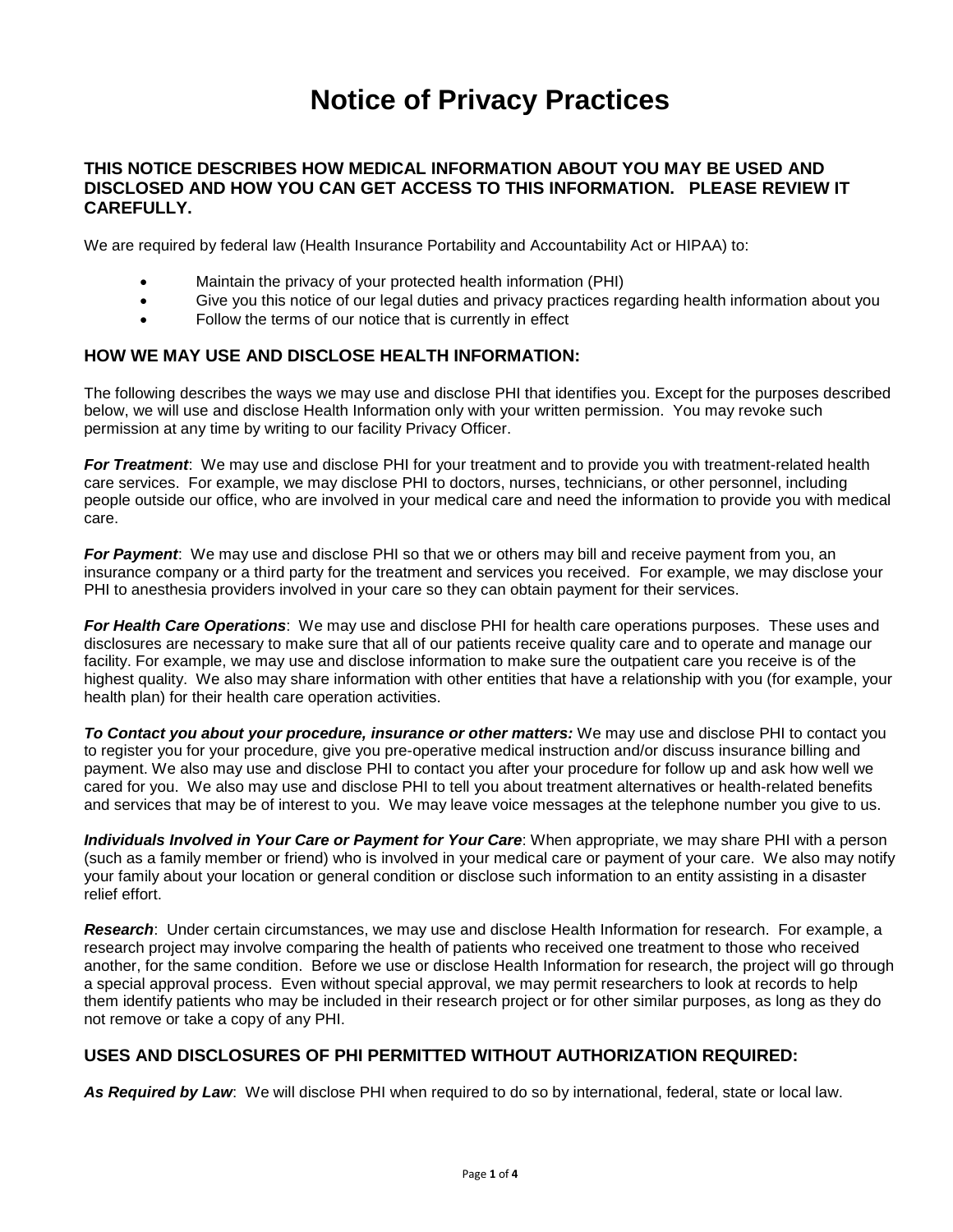# Notice of Privacy Practices

## THIS NOTICE DESCRIBES HOW MEDICAL INFORMATION ABOUT YOU MAY BE USED AND DISCLOSED AND HOW YOU CAN GET ACCESS TO THIS INFORMATION. PLEASE REVIEW IT CAREFULLY.

We are required by federal law (Health Insurance Portability and Accountability Act or HIPAA) to:

- Maintain the privacy of your protected health information (PHI)
- Give you this notice of our legal duties and privacy practices regarding health information about you
- Follow the terms of our notice that is currently in effect

## HOW WE MAY USE AND DISCLOSE HEALTH INFORMATION:

The following describes the ways we may use and disclose PHI that identifies you. Except for the purposes described below, we will use and disclose Health Information only with your written permission. You may revoke such permission at any time by writing to our facility Privacy Officer.

***For Treatment***: We may use and disclose PHI for your treatment and to provide you with treatment-related health care services. For example, we may disclose PHI to doctors, nurses, technicians, or other personnel, including people outside our office, who are involved in your medical care and need the information to provide you with medical care.

***For Payment***: We may use and disclose PHI so that we or others may bill and receive payment from you, an insurance company or a third party for the treatment and services you received. For example, we may disclose your PHI to anesthesia providers involved in your care so they can obtain payment for their services.

***For Health Care Operations***: We may use and disclose PHI for health care operations purposes. These uses and disclosures are necessary to make sure that all of our patients receive quality care and to operate and manage our facility. For example, we may use and disclose information to make sure the outpatient care you receive is of the highest quality. We also may share information with other entities that have a relationship with you (for example, your health plan) for their health care operation activities.

***To Contact you about your procedure, insurance or other matters:*** We may use and disclose PHI to contact you to register you for your procedure, give you pre-operative medical instruction and/or discuss insurance billing and payment. We also may use and disclose PHI to contact you after your procedure for follow up and ask how well we cared for you. We also may use and disclose PHI to tell you about treatment alternatives or health-related benefits and services that may be of interest to you. We may leave voice messages at the telephone number you give to us.

***Individuals Involved in Your Care or Payment for Your Care***: When appropriate, we may share PHI with a person (such as a family member or friend) who is involved in your medical care or payment of your care. We also may notify your family about your location or general condition or disclose such information to an entity assisting in a disaster relief effort.

***Research***: Under certain circumstances, we may use and disclose Health Information for research. For example, a research project may involve comparing the health of patients who received one treatment to those who received another, for the same condition. Before we use or disclose Health Information for research, the project will go through a special approval process. Even without special approval, we may permit researchers to look at records to help them identify patients who may be included in their research project or for other similar purposes, as long as they do not remove or take a copy of any PHI.

## USES AND DISCLOSURES OF PHI PERMITTED WITHOUT AUTHORIZATION REQUIRED:

***As Required by Law***: We will disclose PHI when required to do so by international, federal, state or local law.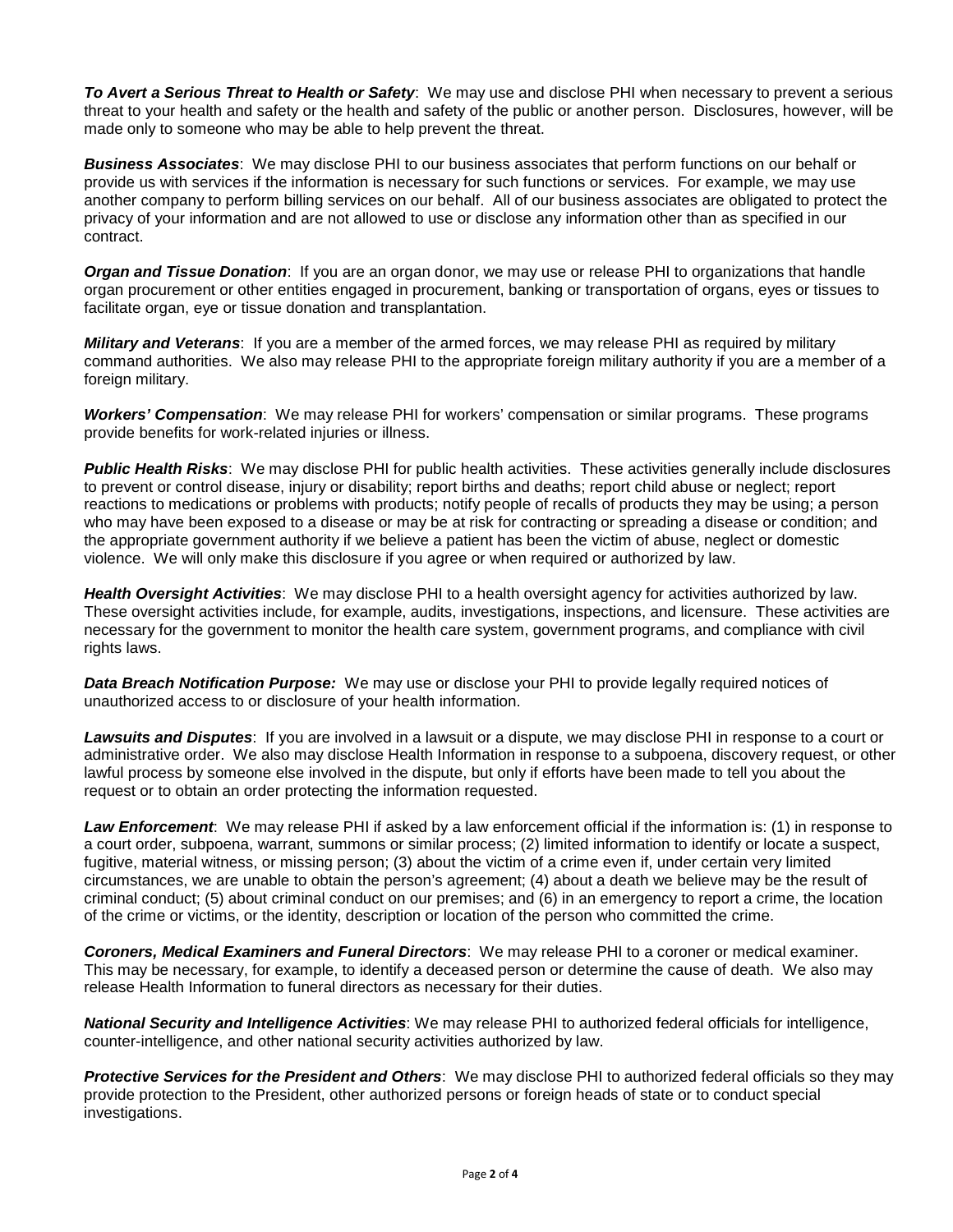***To Avert a Serious Threat to Health or Safety***: We may use and disclose PHI when necessary to prevent a serious threat to your health and safety or the health and safety of the public or another person. Disclosures, however, will be made only to someone who may be able to help prevent the threat.

***Business Associates***: We may disclose PHI to our business associates that perform functions on our behalf or provide us with services if the information is necessary for such functions or services. For example, we may use another company to perform billing services on our behalf. All of our business associates are obligated to protect the privacy of your information and are not allowed to use or disclose any information other than as specified in our contract.

***Organ and Tissue Donation***: If you are an organ donor, we may use or release PHI to organizations that handle organ procurement or other entities engaged in procurement, banking or transportation of organs, eyes or tissues to facilitate organ, eye or tissue donation and transplantation.

***Military and Veterans***: If you are a member of the armed forces, we may release PHI as required by military command authorities. We also may release PHI to the appropriate foreign military authority if you are a member of a foreign military.

***Workers' Compensation***: We may release PHI for workers' compensation or similar programs. These programs provide benefits for work-related injuries or illness.

***Public Health Risks***: We may disclose PHI for public health activities. These activities generally include disclosures to prevent or control disease, injury or disability; report births and deaths; report child abuse or neglect; report reactions to medications or problems with products; notify people of recalls of products they may be using; a person who may have been exposed to a disease or may be at risk for contracting or spreading a disease or condition; and the appropriate government authority if we believe a patient has been the victim of abuse, neglect or domestic violence. We will only make this disclosure if you agree or when required or authorized by law.

***Health Oversight Activities***: We may disclose PHI to a health oversight agency for activities authorized by law. These oversight activities include, for example, audits, investigations, inspections, and licensure. These activities are necessary for the government to monitor the health care system, government programs, and compliance with civil rights laws.

***Data Breach Notification Purpose:*** We may use or disclose your PHI to provide legally required notices of unauthorized access to or disclosure of your health information.

***Lawsuits and Disputes***: If you are involved in a lawsuit or a dispute, we may disclose PHI in response to a court or administrative order. We also may disclose Health Information in response to a subpoena, discovery request, or other lawful process by someone else involved in the dispute, but only if efforts have been made to tell you about the request or to obtain an order protecting the information requested.

***Law Enforcement***: We may release PHI if asked by a law enforcement official if the information is: (1) in response to a court order, subpoena, warrant, summons or similar process; (2) limited information to identify or locate a suspect, fugitive, material witness, or missing person; (3) about the victim of a crime even if, under certain very limited circumstances, we are unable to obtain the person's agreement; (4) about a death we believe may be the result of criminal conduct; (5) about criminal conduct on our premises; and (6) in an emergency to report a crime, the location of the crime or victims, or the identity, description or location of the person who committed the crime.

***Coroners, Medical Examiners and Funeral Directors***: We may release PHI to a coroner or medical examiner. This may be necessary, for example, to identify a deceased person or determine the cause of death. We also may release Health Information to funeral directors as necessary for their duties.

***National Security and Intelligence Activities***: We may release PHI to authorized federal officials for intelligence, counter-intelligence, and other national security activities authorized by law.

***Protective Services for the President and Others***: We may disclose PHI to authorized federal officials so they may provide protection to the President, other authorized persons or foreign heads of state or to conduct special investigations.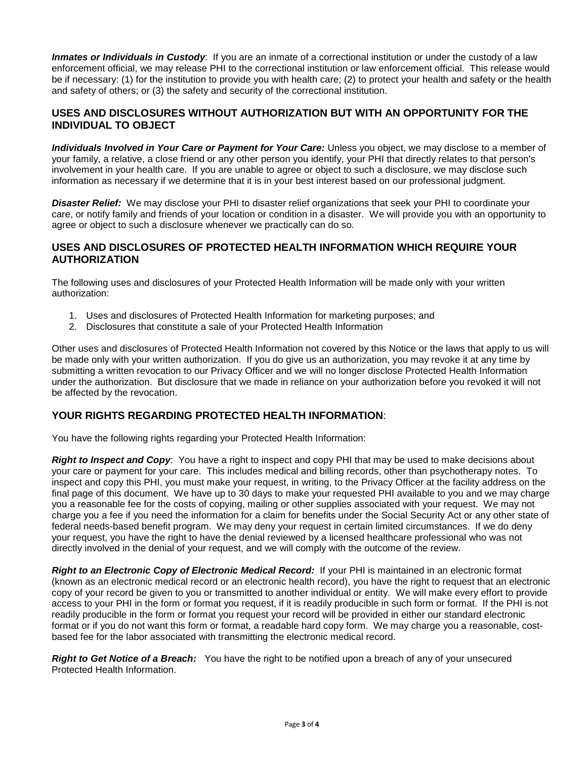***Inmates or Individuals in Custody***: If you are an inmate of a correctional institution or under the custody of a law enforcement official, we may release PHI to the correctional institution or law enforcement official. This release would be if necessary: (1) for the institution to provide you with health care; (2) to protect your health and safety or the health and safety of others; or (3) the safety and security of the correctional institution.

## USES AND DISCLOSURES WITHOUT AUTHORIZATION BUT WITH AN OPPORTUNITY FOR THE INDIVIDUAL TO OBJECT

***Individuals Involved in Your Care or Payment for Your Care:*** Unless you object, we may disclose to a member of your family, a relative, a close friend or any other person you identify, your PHI that directly relates to that person's involvement in your health care. If you are unable to agree or object to such a disclosure, we may disclose such information as necessary if we determine that it is in your best interest based on our professional judgment.

***Disaster Relief:*** We may disclose your PHI to disaster relief organizations that seek your PHI to coordinate your care, or notify family and friends of your location or condition in a disaster. We will provide you with an opportunity to agree or object to such a disclosure whenever we practically can do so.

## USES AND DISCLOSURES OF PROTECTED HEALTH INFORMATION WHICH REQUIRE YOUR AUTHORIZATION

The following uses and disclosures of your Protected Health Information will be made only with your written authorization:

1. Uses and disclosures of Protected Health Information for marketing purposes; and
2. Disclosures that constitute a sale of your Protected Health Information

Other uses and disclosures of Protected Health Information not covered by this Notice or the laws that apply to us will be made only with your written authorization. If you do give us an authorization, you may revoke it at any time by submitting a written revocation to our Privacy Officer and we will no longer disclose Protected Health Information under the authorization. But disclosure that we made in reliance on your authorization before you revoked it will not be affected by the revocation.

## YOUR RIGHTS REGARDING PROTECTED HEALTH INFORMATION:

You have the following rights regarding your Protected Health Information:

***Right to Inspect and Copy***: You have a right to inspect and copy PHI that may be used to make decisions about your care or payment for your care. This includes medical and billing records, other than psychotherapy notes. To inspect and copy this PHI, you must make your request, in writing, to the Privacy Officer at the facility address on the final page of this document. We have up to 30 days to make your requested PHI available to you and we may charge you a reasonable fee for the costs of copying, mailing or other supplies associated with your request. We may not charge you a fee if you need the information for a claim for benefits under the Social Security Act or any other state of federal needs-based benefit program. We may deny your request in certain limited circumstances. If we do deny your request, you have the right to have the denial reviewed by a licensed healthcare professional who was not directly involved in the denial of your request, and we will comply with the outcome of the review.

***Right to an Electronic Copy of Electronic Medical Record:*** If your PHI is maintained in an electronic format (known as an electronic medical record or an electronic health record), you have the right to request that an electronic copy of your record be given to you or transmitted to another individual or entity. We will make every effort to provide access to your PHI in the form or format you request, if it is readily producible in such form or format. If the PHI is not readily producible in the form or format you request your record will be provided in either our standard electronic format or if you do not want this form or format, a readable hard copy form. We may charge you a reasonable, cost-based fee for the labor associated with transmitting the electronic medical record.

***Right to Get Notice of a Breach:*** You have the right to be notified upon a breach of any of your unsecured Protected Health Information.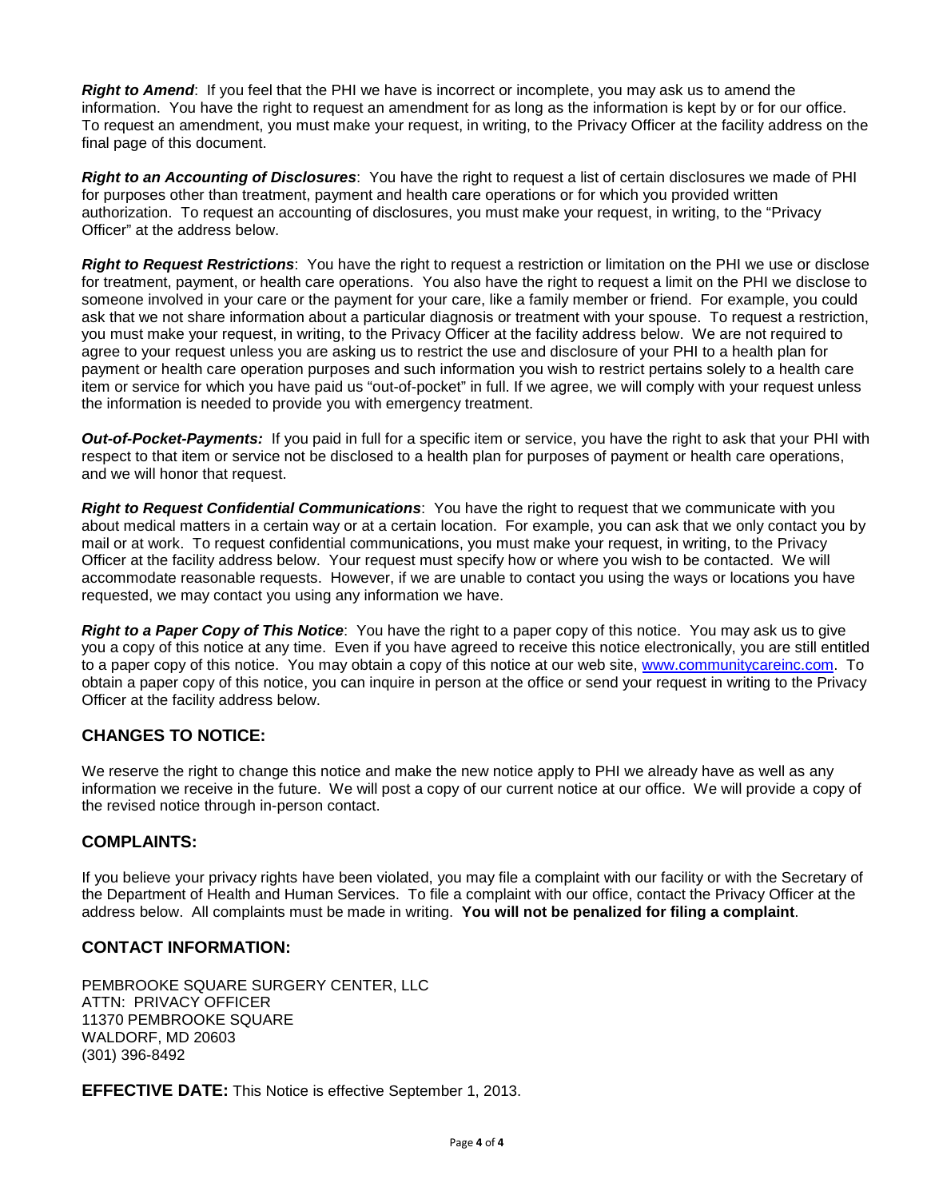***Right to Amend***: If you feel that the PHI we have is incorrect or incomplete, you may ask us to amend the information. You have the right to request an amendment for as long as the information is kept by or for our office. To request an amendment, you must make your request, in writing, to the Privacy Officer at the facility address on the final page of this document.

***Right to an Accounting of Disclosures***: You have the right to request a list of certain disclosures we made of PHI for purposes other than treatment, payment and health care operations or for which you provided written authorization. To request an accounting of disclosures, you must make your request, in writing, to the "Privacy Officer" at the address below.

***Right to Request Restrictions***: You have the right to request a restriction or limitation on the PHI we use or disclose for treatment, payment, or health care operations. You also have the right to request a limit on the PHI we disclose to someone involved in your care or the payment for your care, like a family member or friend. For example, you could ask that we not share information about a particular diagnosis or treatment with your spouse. To request a restriction, you must make your request, in writing, to the Privacy Officer at the facility address below. We are not required to agree to your request unless you are asking us to restrict the use and disclosure of your PHI to a health plan for payment or health care operation purposes and such information you wish to restrict pertains solely to a health care item or service for which you have paid us "out-of-pocket" in full. If we agree, we will comply with your request unless the information is needed to provide you with emergency treatment.

***Out-of-Pocket-Payments:*** If you paid in full for a specific item or service, you have the right to ask that your PHI with respect to that item or service not be disclosed to a health plan for purposes of payment or health care operations, and we will honor that request.

***Right to Request Confidential Communications***: You have the right to request that we communicate with you about medical matters in a certain way or at a certain location. For example, you can ask that we only contact you by mail or at work. To request confidential communications, you must make your request, in writing, to the Privacy Officer at the facility address below. Your request must specify how or where you wish to be contacted. We will accommodate reasonable requests. However, if we are unable to contact you using the ways or locations you have requested, we may contact you using any information we have.

***Right to a Paper Copy of This Notice***: You have the right to a paper copy of this notice. You may ask us to give you a copy of this notice at any time. Even if you have agreed to receive this notice electronically, you are still entitled to a paper copy of this notice. You may obtain a copy of this notice at our web site, www.communitycareinc.com. To obtain a paper copy of this notice, you can inquire in person at the office or send your request in writing to the Privacy Officer at the facility address below.

## CHANGES TO NOTICE:

We reserve the right to change this notice and make the new notice apply to PHI we already have as well as any information we receive in the future. We will post a copy of our current notice at our office. We will provide a copy of the revised notice through in-person contact.

## COMPLAINTS:

If you believe your privacy rights have been violated, you may file a complaint with our facility or with the Secretary of the Department of Health and Human Services. To file a complaint with our office, contact the Privacy Officer at the address below. All complaints must be made in writing. **You will not be penalized for filing a complaint**.

## CONTACT INFORMATION:

PEMBROOKE SQUARE SURGERY CENTER, LLC
ATTN: PRIVACY OFFICER
11370 PEMBROOKE SQUARE
WALDORF, MD 20603
(301) 396-8492

**EFFECTIVE DATE:** This Notice is effective September 1, 2013.